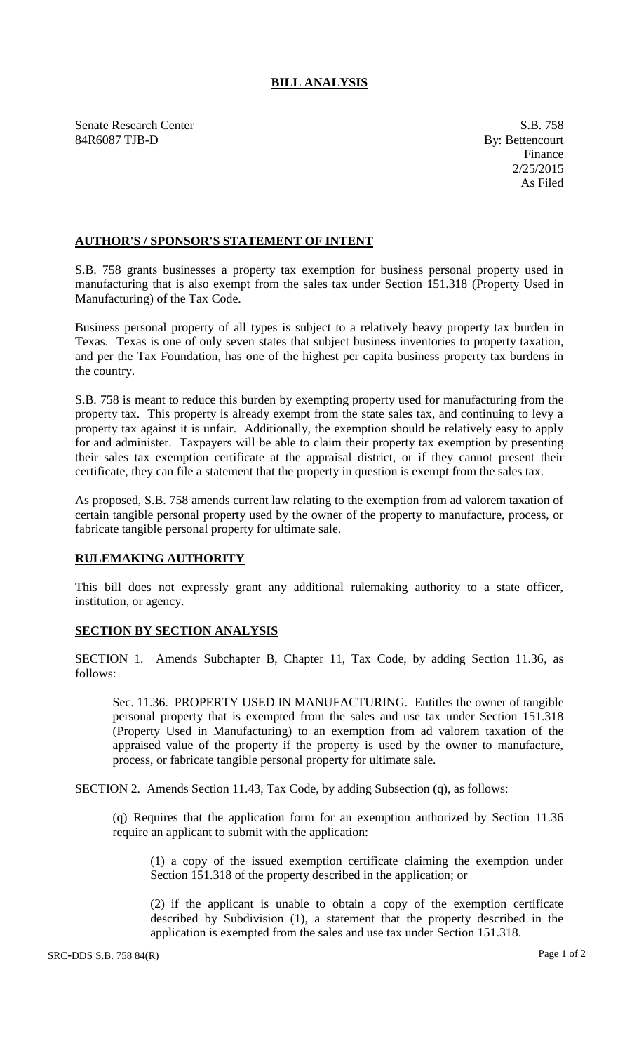# BILL ANALYSIS

Senate Research Center
84R6087 TJB-D

S.B. 758
By: Bettencourt
Finance
2/25/2015
As Filed

## AUTHOR'S / SPONSOR'S STATEMENT OF INTENT

S.B. 758 grants businesses a property tax exemption for business personal property used in manufacturing that is also exempt from the sales tax under Section 151.318 (Property Used in Manufacturing) of the Tax Code.

Business personal property of all types is subject to a relatively heavy property tax burden in Texas. Texas is one of only seven states that subject business inventories to property taxation, and per the Tax Foundation, has one of the highest per capita business property tax burdens in the country.

S.B. 758 is meant to reduce this burden by exempting property used for manufacturing from the property tax. This property is already exempt from the state sales tax, and continuing to levy a property tax against it is unfair. Additionally, the exemption should be relatively easy to apply for and administer. Taxpayers will be able to claim their property tax exemption by presenting their sales tax exemption certificate at the appraisal district, or if they cannot present their certificate, they can file a statement that the property in question is exempt from the sales tax.

As proposed, S.B. 758 amends current law relating to the exemption from ad valorem taxation of certain tangible personal property used by the owner of the property to manufacture, process, or fabricate tangible personal property for ultimate sale.

## RULEMAKING AUTHORITY

This bill does not expressly grant any additional rulemaking authority to a state officer, institution, or agency.

## SECTION BY SECTION ANALYSIS

SECTION 1. Amends Subchapter B, Chapter 11, Tax Code, by adding Section 11.36, as follows:

Sec. 11.36. PROPERTY USED IN MANUFACTURING. Entitles the owner of tangible personal property that is exempted from the sales and use tax under Section 151.318 (Property Used in Manufacturing) to an exemption from ad valorem taxation of the appraised value of the property if the property is used by the owner to manufacture, process, or fabricate tangible personal property for ultimate sale.

SECTION 2. Amends Section 11.43, Tax Code, by adding Subsection (q), as follows:

(q) Requires that the application form for an exemption authorized by Section 11.36 require an applicant to submit with the application:

(1) a copy of the issued exemption certificate claiming the exemption under Section 151.318 of the property described in the application; or

(2) if the applicant is unable to obtain a copy of the exemption certificate described by Subdivision (1), a statement that the property described in the application is exempted from the sales and use tax under Section 151.318.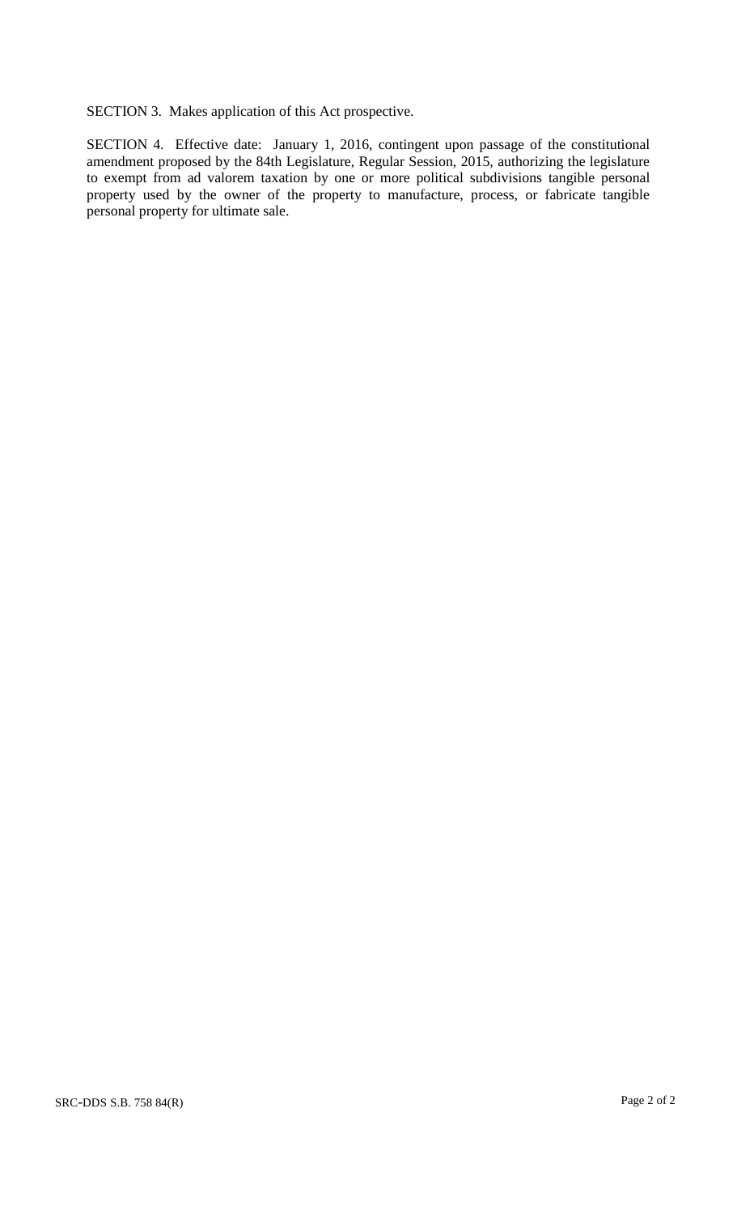SECTION 3. Makes application of this Act prospective.

SECTION 4. Effective date: January 1, 2016, contingent upon passage of the constitutional amendment proposed by the 84th Legislature, Regular Session, 2015, authorizing the legislature to exempt from ad valorem taxation by one or more political subdivisions tangible personal property used by the owner of the property to manufacture, process, or fabricate tangible personal property for ultimate sale.